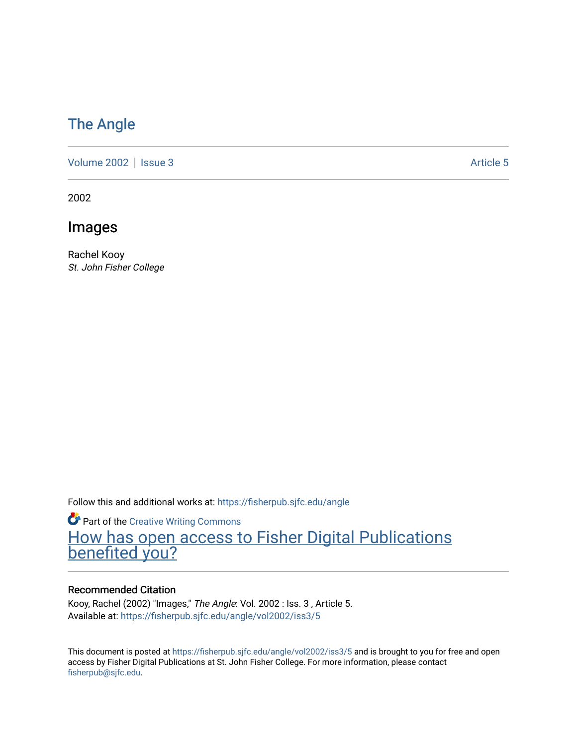# The Angle

Volume 2002 | Issue 3 Article 5

2002

## Images

Rachel Kooy
*St. John Fisher College*

Follow this and additional works at: https://fisherpub.sjfc.edu/angle

Part of the Creative Writing Commons

How has open access to Fisher Digital Publications benefited you?

### Recommended Citation

Kooy, Rachel (2002) "Images," *The Angle*: Vol. 2002 : Iss. 3 , Article 5.
Available at: https://fisherpub.sjfc.edu/angle/vol2002/iss3/5

This document is posted at https://fisherpub.sjfc.edu/angle/vol2002/iss3/5 and is brought to you for free and open access by Fisher Digital Publications at St. John Fisher College. For more information, please contact fisherpub@sjfc.edu.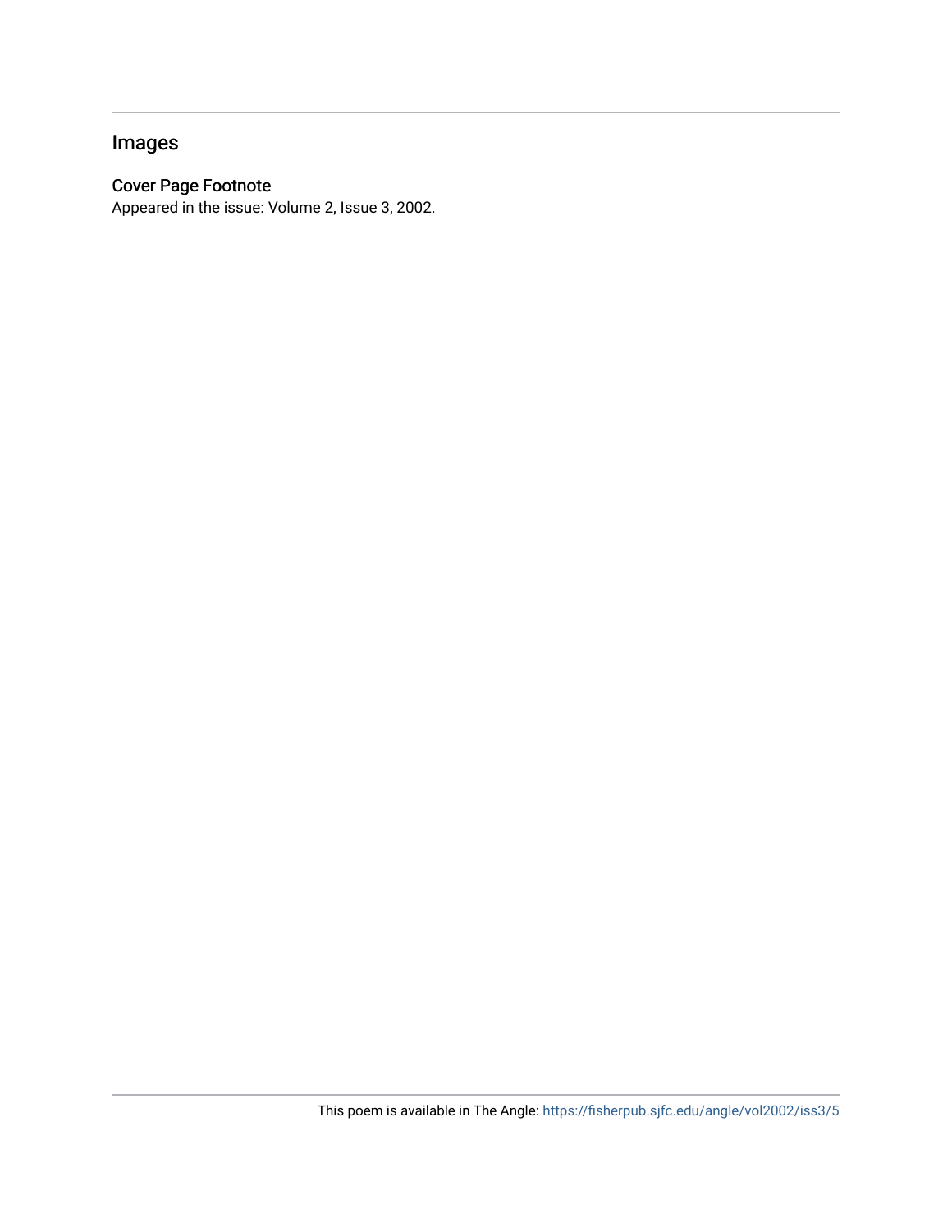## Images

### Cover Page Footnote

Appeared in the issue: Volume 2, Issue 3, 2002.

This poem is available in The Angle: https://fisherpub.sjfc.edu/angle/vol2002/iss3/5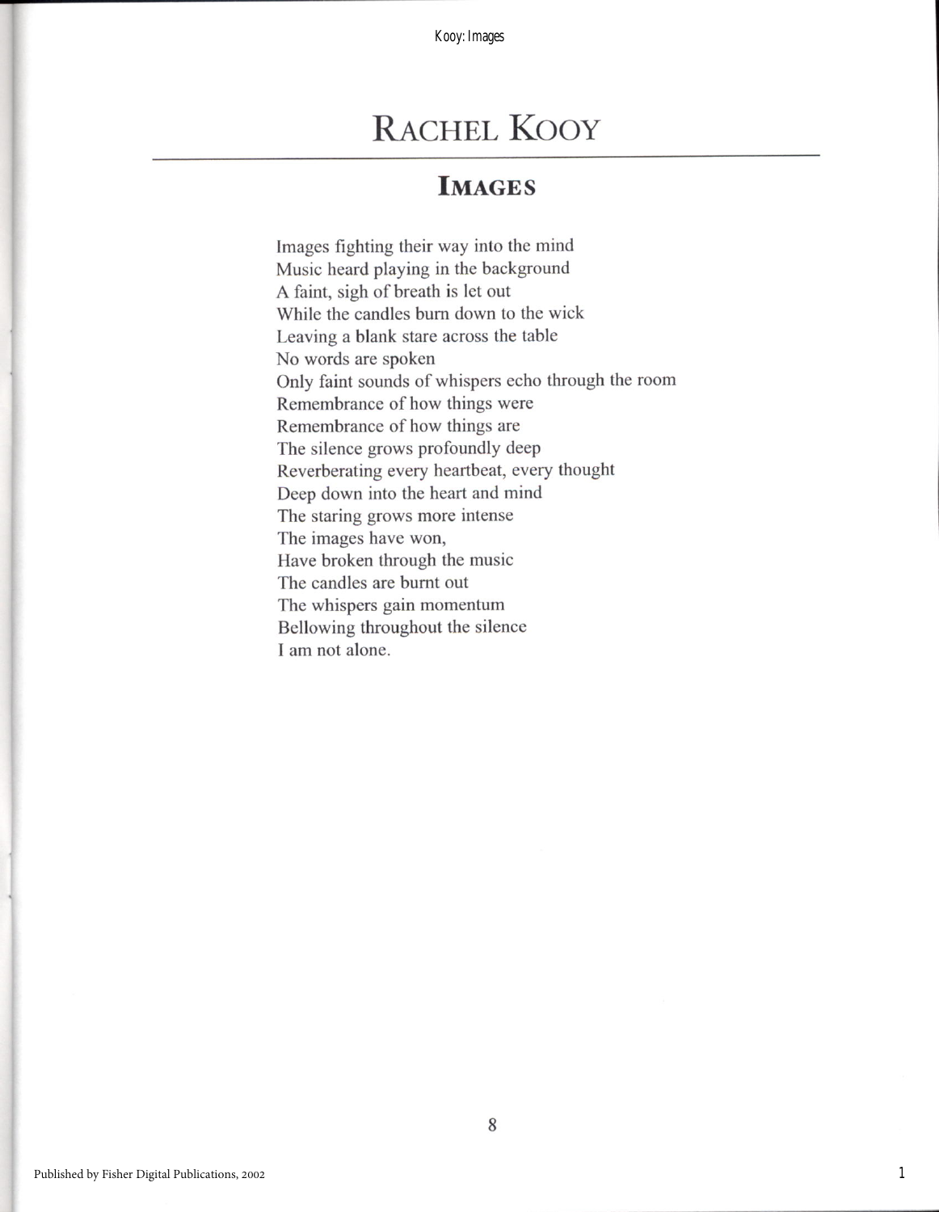# Rachel Kooy

## Images

Images fighting their way into the mind
Music heard playing in the background
A faint, sigh of breath is let out
While the candles burn down to the wick
Leaving a blank stare across the table
No words are spoken
Only faint sounds of whispers echo through the room
Remembrance of how things were
Remembrance of how things are
The silence grows profoundly deep
Reverberating every heartbeat, every thought
Deep down into the heart and mind
The staring grows more intense
The images have won,
Have broken through the music
The candles are burnt out
The whispers gain momentum
Bellowing throughout the silence
I am not alone.